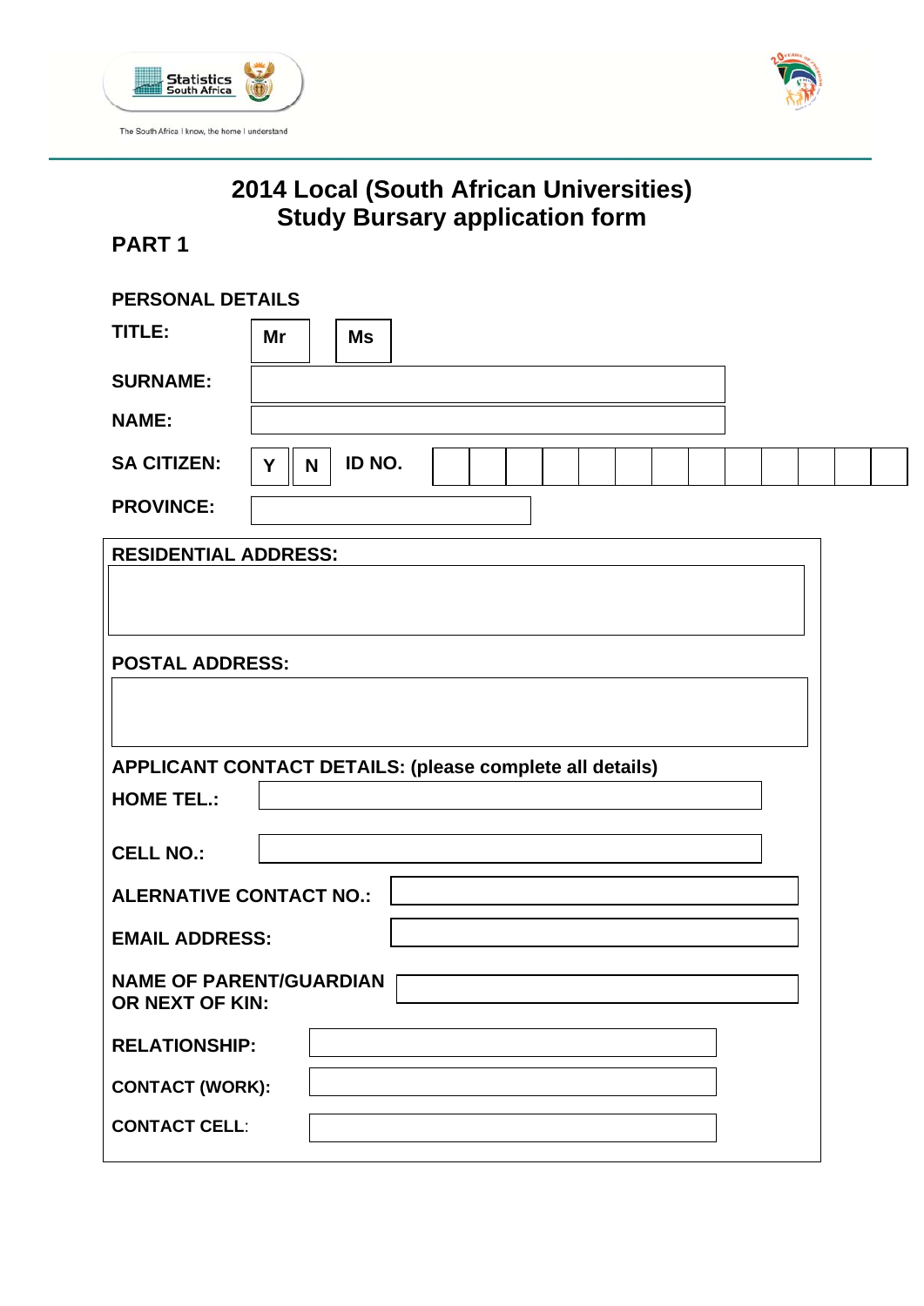Statistics South Africa

The South Africa I know, the home I understand

# 2014 Local (South African Universities) Study Bursary application form

## PART 1

**PERSONAL DETAILS**

**TITLE:** Mr | Ms

**SURNAME:**

**NAME:**

**SA CITIZEN:** Y | N **ID NO.:**

**PROVINCE:**

**RESIDENTIAL ADDRESS:**

**POSTAL ADDRESS:**

**APPLICANT CONTACT DETAILS: (please complete all details)**

**HOME TEL.:**

**CELL NO.:**

**ALERNATIVE CONTACT NO.:**

**EMAIL ADDRESS:**

**NAME OF PARENT/GUARDIAN OR NEXT OF KIN:**

**RELATIONSHIP:**

**CONTACT (WORK):**

**CONTACT CELL:**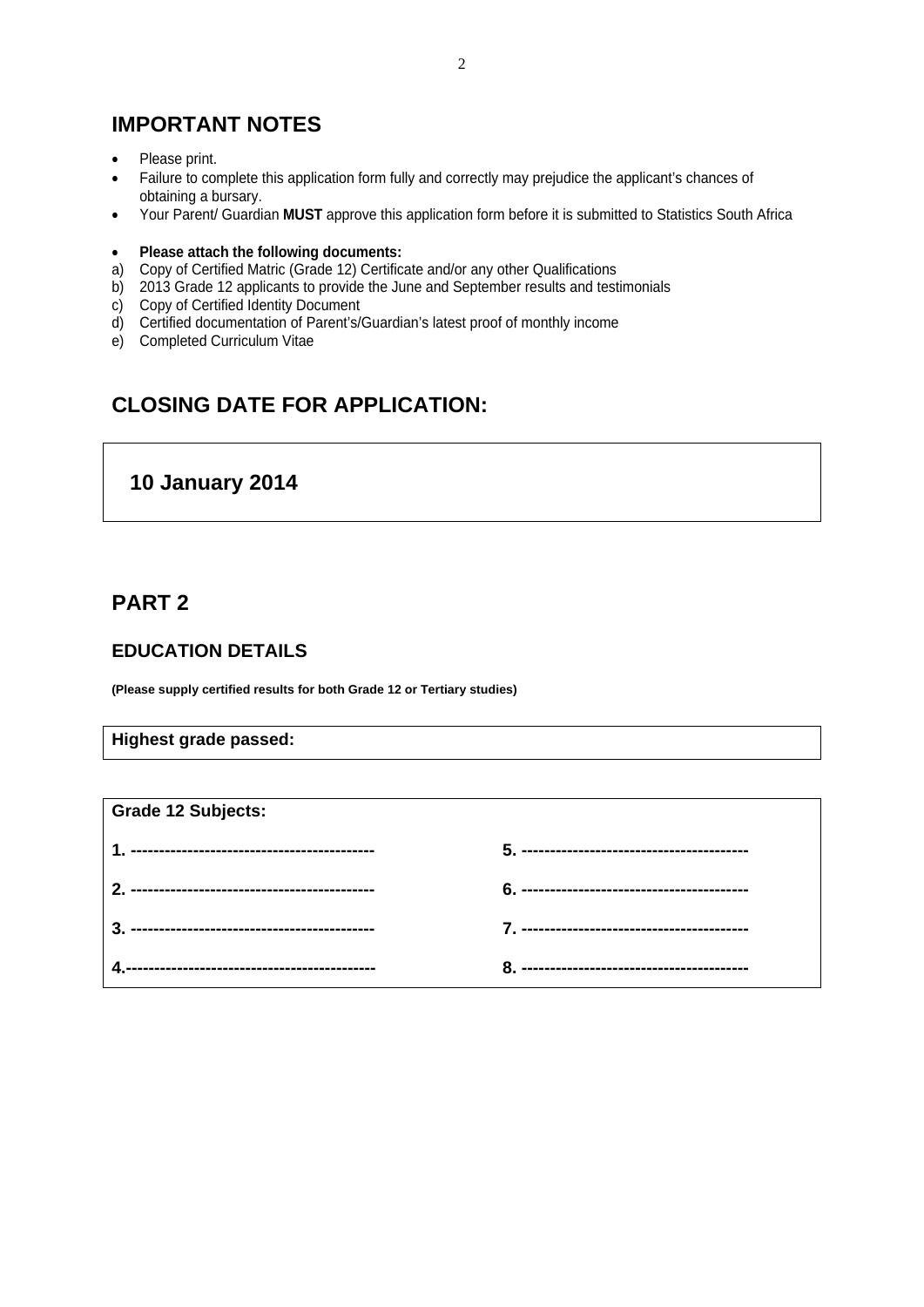## IMPORTANT NOTES

- Please print.
- Failure to complete this application form fully and correctly may prejudice the applicant's chances of obtaining a bursary.
- Your Parent/ Guardian **MUST** approve this application form before it is submitted to Statistics South Africa

- **Please attach the following documents:**

a) Copy of Certified Matric (Grade 12) Certificate and/or any other Qualifications
b) 2013 Grade 12 applicants to provide the June and September results and testimonials
c) Copy of Certified Identity Document
d) Certified documentation of Parent's/Guardian's latest proof of monthly income
e) Completed Curriculum Vitae

## CLOSING DATE FOR APPLICATION:

**10 January 2014**

## PART 2

### EDUCATION DETAILS

**(Please supply certified results for both Grade 12 or Tertiary studies)**

**Highest grade passed:**

**Grade 12 Subjects:**

| | |
|---|---|
| **1. ------------------------------------------** | **5. ---------------------------------------** |
| **2. ------------------------------------------** | **6. ---------------------------------------** |
| **3. ------------------------------------------** | **7. ---------------------------------------** |
| **4.-------------------------------------------** | **8. ---------------------------------------** |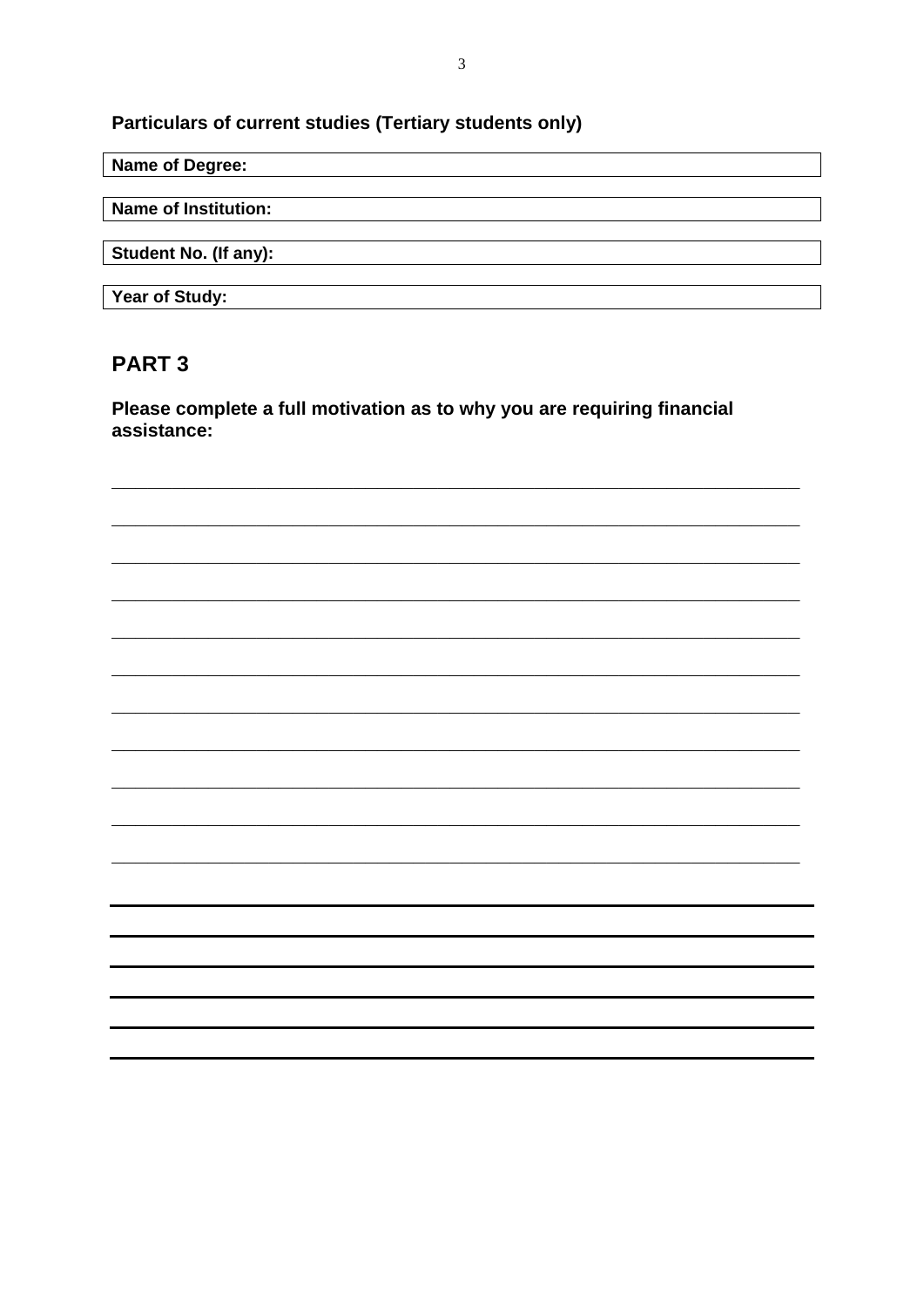**Particulars of current studies (Tertiary students only)**

| **Name of Degree:** |
|---|

| **Name of Institution:** |
|---|

| **Student No. (If any):** |
|---|

| **Year of Study:** |
|---|

## PART 3

**Please complete a full motivation as to why you are requiring financial assistance:**

______________________________________________________________________

______________________________________________________________________

______________________________________________________________________

______________________________________________________________________

______________________________________________________________________

______________________________________________________________________

______________________________________________________________________

______________________________________________________________________

______________________________________________________________________

______________________________________________________________________

______________________________________________________________________

______________________________________________________________________

______________________________________________________________________

______________________________________________________________________

______________________________________________________________________

______________________________________________________________________

______________________________________________________________________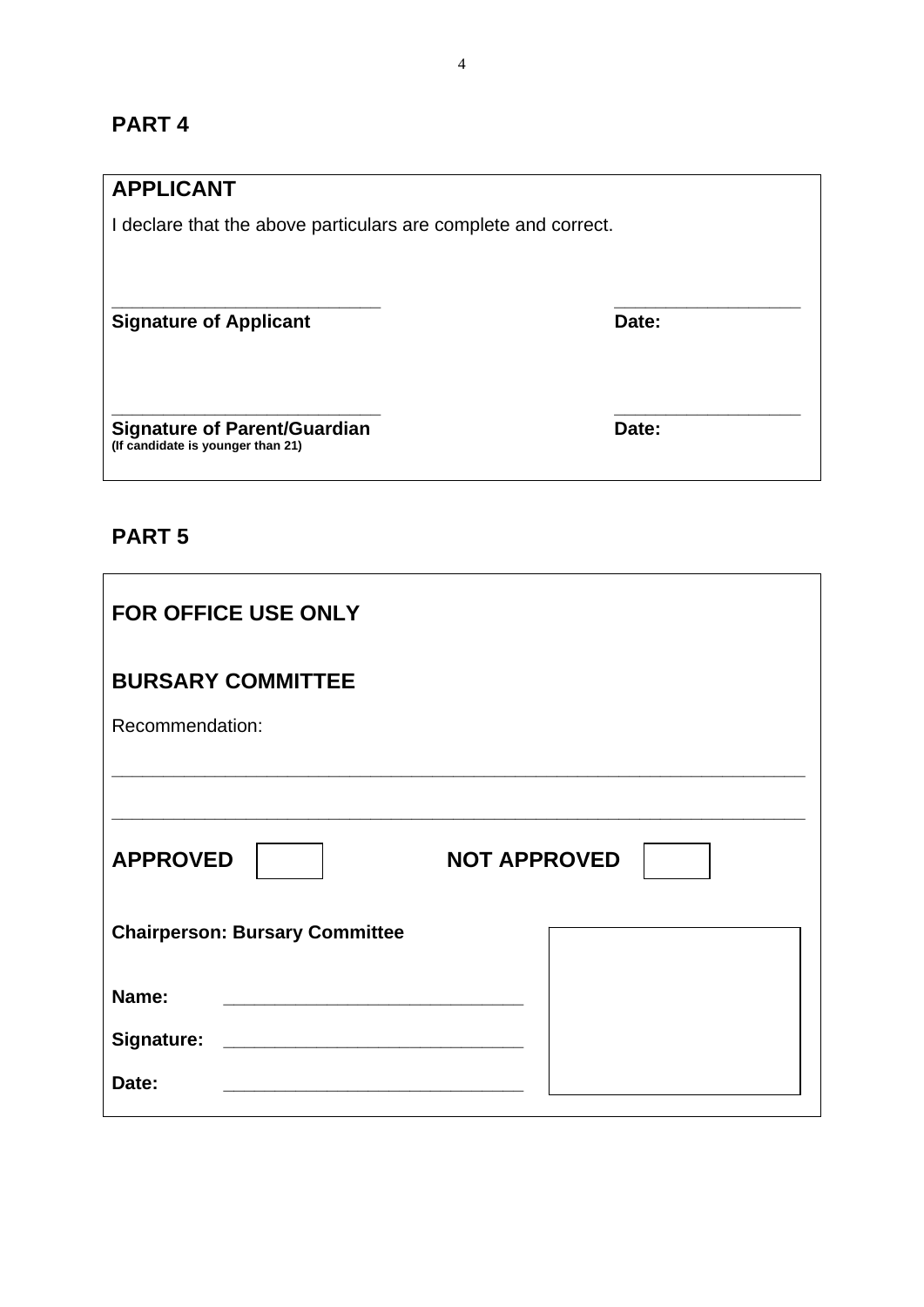## PART 4

### APPLICANT

I declare that the above particulars are complete and correct.

___________________________ ___________________

**Signature of Applicant** **Date:**

___________________________ ___________________

**Signature of Parent/Guardian** **Date:**
**(If candidate is younger than 21)**

## PART 5

### FOR OFFICE USE ONLY

### BURSARY COMMITTEE

Recommendation:

_____________________________________________________________________

_____________________________________________________________________

**APPROVED** ☐ **NOT APPROVED** ☐

**Chairperson: Bursary Committee**

**Name:** ______________________________

**Signature:** ______________________________

**Date:** ______________________________